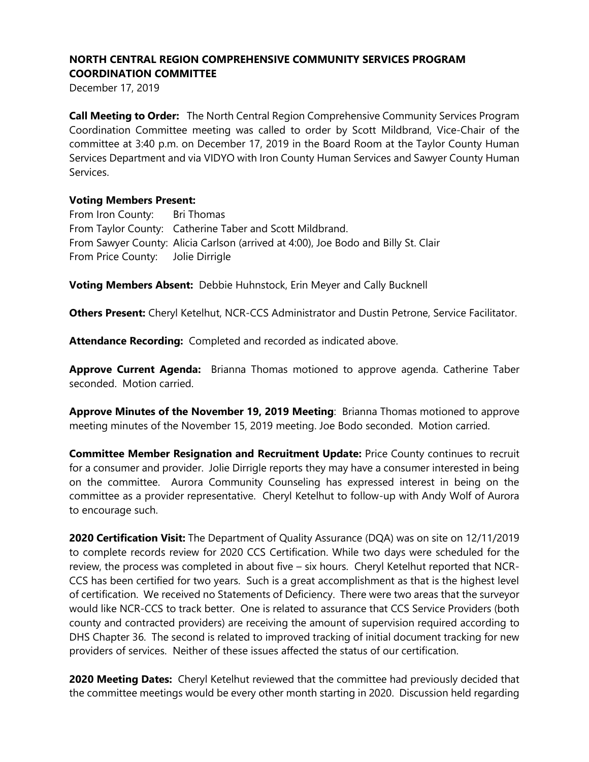**NORTH CENTRAL REGION COMPREHENSIVE COMMUNITY SERVICES PROGRAM COORDINATION COMMITTEE**

December 17, 2019

**Call Meeting to Order:** The North Central Region Comprehensive Community Services Program Coordination Committee meeting was called to order by Scott Mildbrand, Vice-Chair of the committee at 3:40 p.m. on December 17, 2019 in the Board Room at the Taylor County Human Services Department and via VIDYO with Iron County Human Services and Sawyer County Human Services.

**Voting Members Present:**

From Iron County: Bri Thomas
From Taylor County: Catherine Taber and Scott Mildbrand.
From Sawyer County: Alicia Carlson (arrived at 4:00), Joe Bodo and Billy St. Clair
From Price County: Jolie Dirrigle

**Voting Members Absent:** Debbie Huhnstock, Erin Meyer and Cally Bucknell

**Others Present:** Cheryl Ketelhut, NCR-CCS Administrator and Dustin Petrone, Service Facilitator.

**Attendance Recording:** Completed and recorded as indicated above.

**Approve Current Agenda:** Brianna Thomas motioned to approve agenda. Catherine Taber seconded. Motion carried.

**Approve Minutes of the November 19, 2019 Meeting**: Brianna Thomas motioned to approve meeting minutes of the November 15, 2019 meeting. Joe Bodo seconded. Motion carried.

**Committee Member Resignation and Recruitment Update:** Price County continues to recruit for a consumer and provider. Jolie Dirrigle reports they may have a consumer interested in being on the committee. Aurora Community Counseling has expressed interest in being on the committee as a provider representative. Cheryl Ketelhut to follow-up with Andy Wolf of Aurora to encourage such.

**2020 Certification Visit:** The Department of Quality Assurance (DQA) was on site on 12/11/2019 to complete records review for 2020 CCS Certification. While two days were scheduled for the review, the process was completed in about five – six hours. Cheryl Ketelhut reported that NCR-CCS has been certified for two years. Such is a great accomplishment as that is the highest level of certification. We received no Statements of Deficiency. There were two areas that the surveyor would like NCR-CCS to track better. One is related to assurance that CCS Service Providers (both county and contracted providers) are receiving the amount of supervision required according to DHS Chapter 36. The second is related to improved tracking of initial document tracking for new providers of services. Neither of these issues affected the status of our certification.

**2020 Meeting Dates:** Cheryl Ketelhut reviewed that the committee had previously decided that the committee meetings would be every other month starting in 2020. Discussion held regarding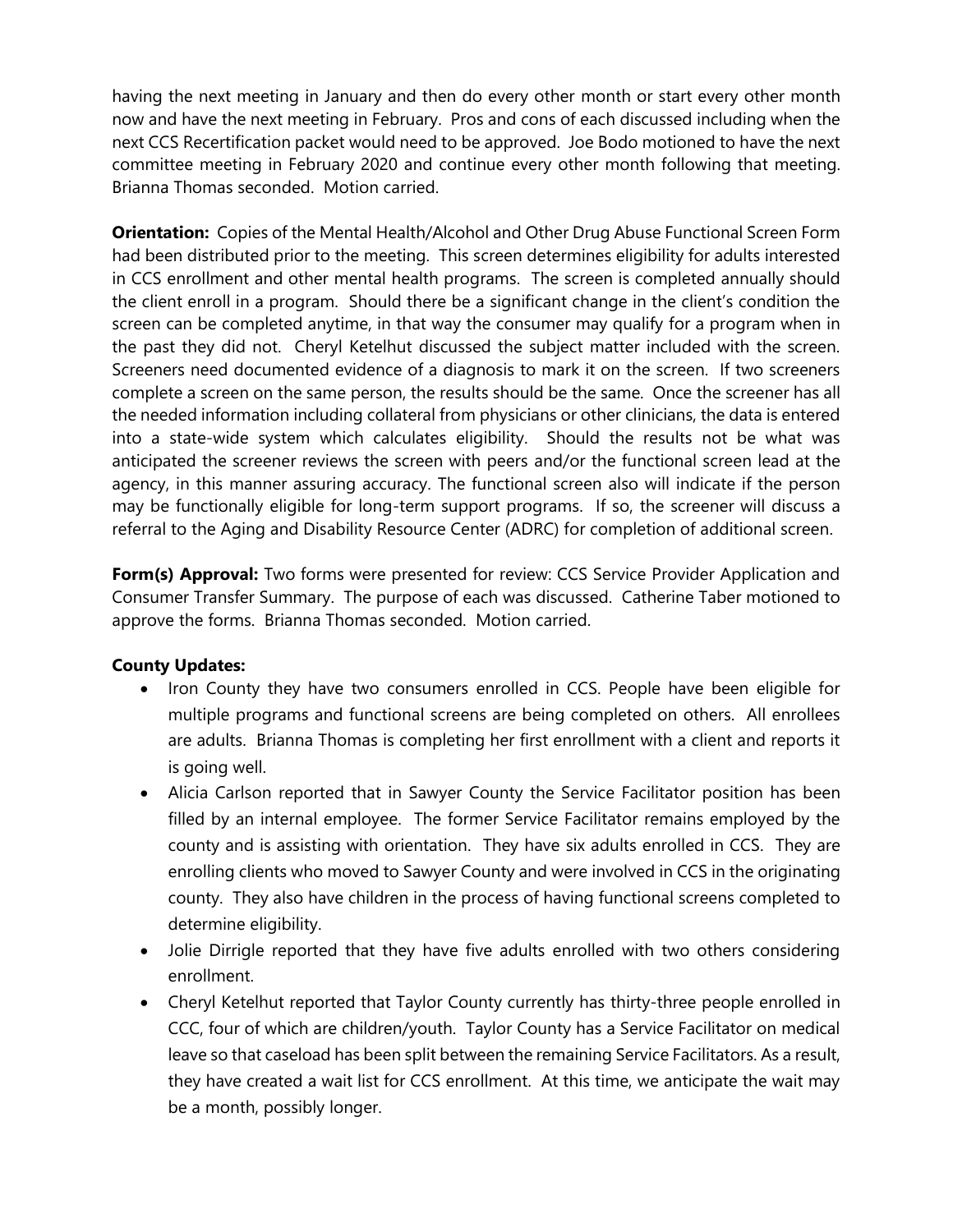having the next meeting in January and then do every other month or start every other month now and have the next meeting in February. Pros and cons of each discussed including when the next CCS Recertification packet would need to be approved. Joe Bodo motioned to have the next committee meeting in February 2020 and continue every other month following that meeting. Brianna Thomas seconded. Motion carried.

**Orientation:** Copies of the Mental Health/Alcohol and Other Drug Abuse Functional Screen Form had been distributed prior to the meeting. This screen determines eligibility for adults interested in CCS enrollment and other mental health programs. The screen is completed annually should the client enroll in a program. Should there be a significant change in the client's condition the screen can be completed anytime, in that way the consumer may qualify for a program when in the past they did not. Cheryl Ketelhut discussed the subject matter included with the screen. Screeners need documented evidence of a diagnosis to mark it on the screen. If two screeners complete a screen on the same person, the results should be the same. Once the screener has all the needed information including collateral from physicians or other clinicians, the data is entered into a state-wide system which calculates eligibility. Should the results not be what was anticipated the screener reviews the screen with peers and/or the functional screen lead at the agency, in this manner assuring accuracy. The functional screen also will indicate if the person may be functionally eligible for long-term support programs. If so, the screener will discuss a referral to the Aging and Disability Resource Center (ADRC) for completion of additional screen.

**Form(s) Approval:** Two forms were presented for review: CCS Service Provider Application and Consumer Transfer Summary. The purpose of each was discussed. Catherine Taber motioned to approve the forms. Brianna Thomas seconded. Motion carried.

**County Updates:**

- Iron County they have two consumers enrolled in CCS. People have been eligible for multiple programs and functional screens are being completed on others. All enrollees are adults. Brianna Thomas is completing her first enrollment with a client and reports it is going well.
- Alicia Carlson reported that in Sawyer County the Service Facilitator position has been filled by an internal employee. The former Service Facilitator remains employed by the county and is assisting with orientation. They have six adults enrolled in CCS. They are enrolling clients who moved to Sawyer County and were involved in CCS in the originating county. They also have children in the process of having functional screens completed to determine eligibility.
- Jolie Dirrigle reported that they have five adults enrolled with two others considering enrollment.
- Cheryl Ketelhut reported that Taylor County currently has thirty-three people enrolled in CCC, four of which are children/youth. Taylor County has a Service Facilitator on medical leave so that caseload has been split between the remaining Service Facilitators. As a result, they have created a wait list for CCS enrollment. At this time, we anticipate the wait may be a month, possibly longer.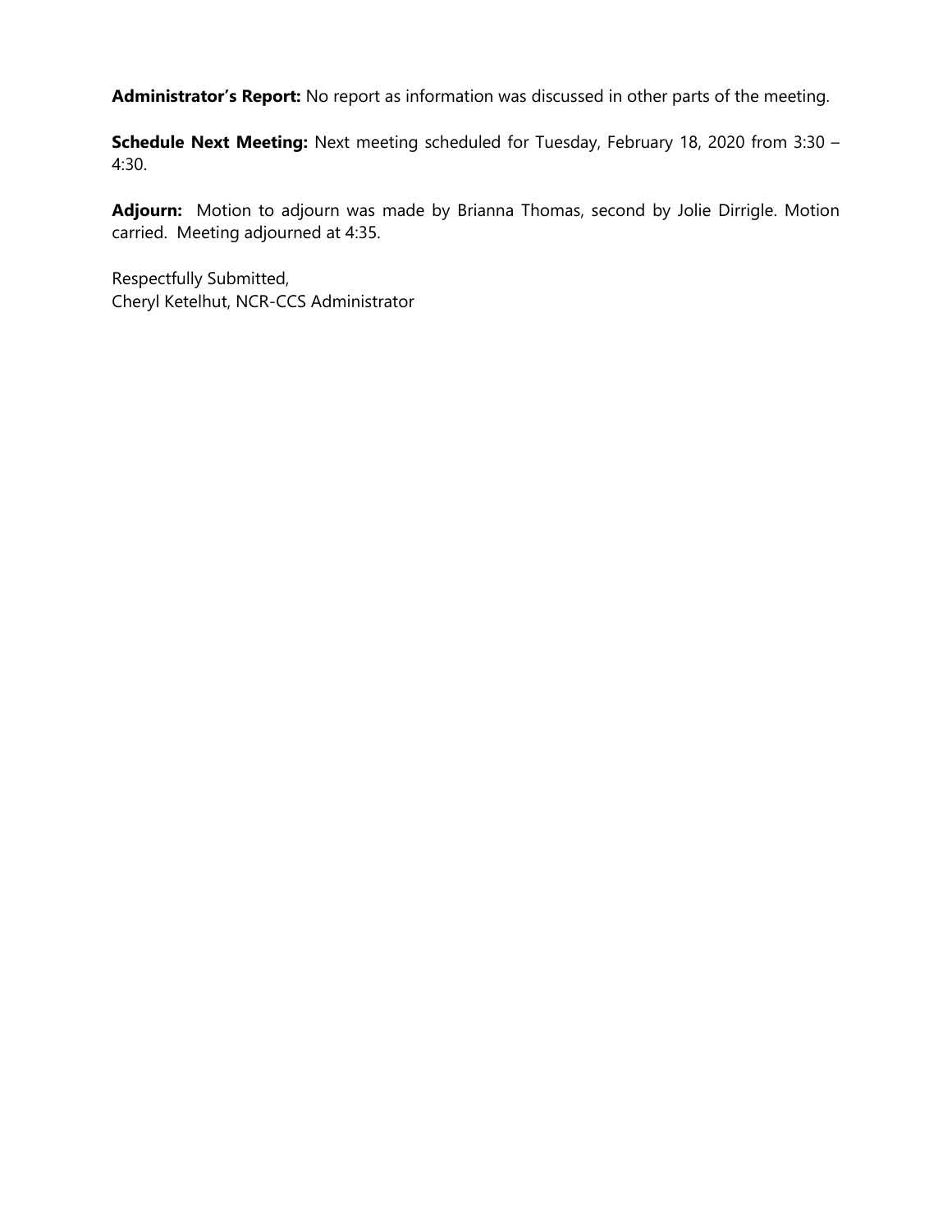**Administrator's Report:** No report as information was discussed in other parts of the meeting.

**Schedule Next Meeting:** Next meeting scheduled for Tuesday, February 18, 2020 from 3:30 – 4:30.

**Adjourn:** Motion to adjourn was made by Brianna Thomas, second by Jolie Dirrigle. Motion carried. Meeting adjourned at 4:35.

Respectfully Submitted,
Cheryl Ketelhut, NCR-CCS Administrator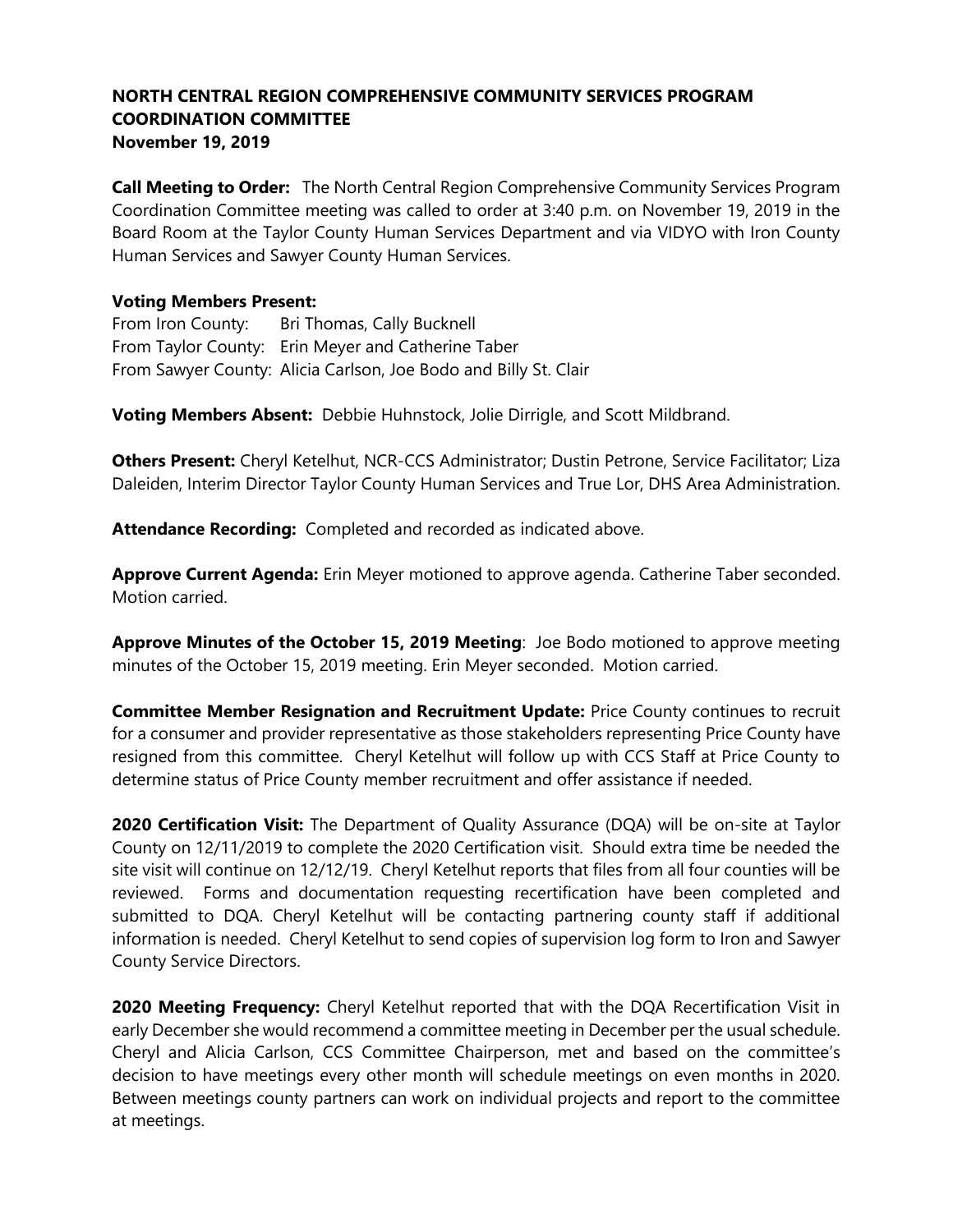**NORTH CENTRAL REGION COMPREHENSIVE COMMUNITY SERVICES PROGRAM COORDINATION COMMITTEE**
**November 19, 2019**

**Call Meeting to Order:** The North Central Region Comprehensive Community Services Program Coordination Committee meeting was called to order at 3:40 p.m. on November 19, 2019 in the Board Room at the Taylor County Human Services Department and via VIDYO with Iron County Human Services and Sawyer County Human Services.

**Voting Members Present:**
From Iron County: Bri Thomas, Cally Bucknell
From Taylor County: Erin Meyer and Catherine Taber
From Sawyer County: Alicia Carlson, Joe Bodo and Billy St. Clair

**Voting Members Absent:** Debbie Huhnstock, Jolie Dirrigle, and Scott Mildbrand.

**Others Present:** Cheryl Ketelhut, NCR-CCS Administrator; Dustin Petrone, Service Facilitator; Liza Daleiden, Interim Director Taylor County Human Services and True Lor, DHS Area Administration.

**Attendance Recording:** Completed and recorded as indicated above.

**Approve Current Agenda:** Erin Meyer motioned to approve agenda. Catherine Taber seconded. Motion carried.

**Approve Minutes of the October 15, 2019 Meeting**: Joe Bodo motioned to approve meeting minutes of the October 15, 2019 meeting. Erin Meyer seconded. Motion carried.

**Committee Member Resignation and Recruitment Update:** Price County continues to recruit for a consumer and provider representative as those stakeholders representing Price County have resigned from this committee. Cheryl Ketelhut will follow up with CCS Staff at Price County to determine status of Price County member recruitment and offer assistance if needed.

**2020 Certification Visit:** The Department of Quality Assurance (DQA) will be on-site at Taylor County on 12/11/2019 to complete the 2020 Certification visit. Should extra time be needed the site visit will continue on 12/12/19. Cheryl Ketelhut reports that files from all four counties will be reviewed. Forms and documentation requesting recertification have been completed and submitted to DQA. Cheryl Ketelhut will be contacting partnering county staff if additional information is needed. Cheryl Ketelhut to send copies of supervision log form to Iron and Sawyer County Service Directors.

**2020 Meeting Frequency:** Cheryl Ketelhut reported that with the DQA Recertification Visit in early December she would recommend a committee meeting in December per the usual schedule. Cheryl and Alicia Carlson, CCS Committee Chairperson, met and based on the committee's decision to have meetings every other month will schedule meetings on even months in 2020. Between meetings county partners can work on individual projects and report to the committee at meetings.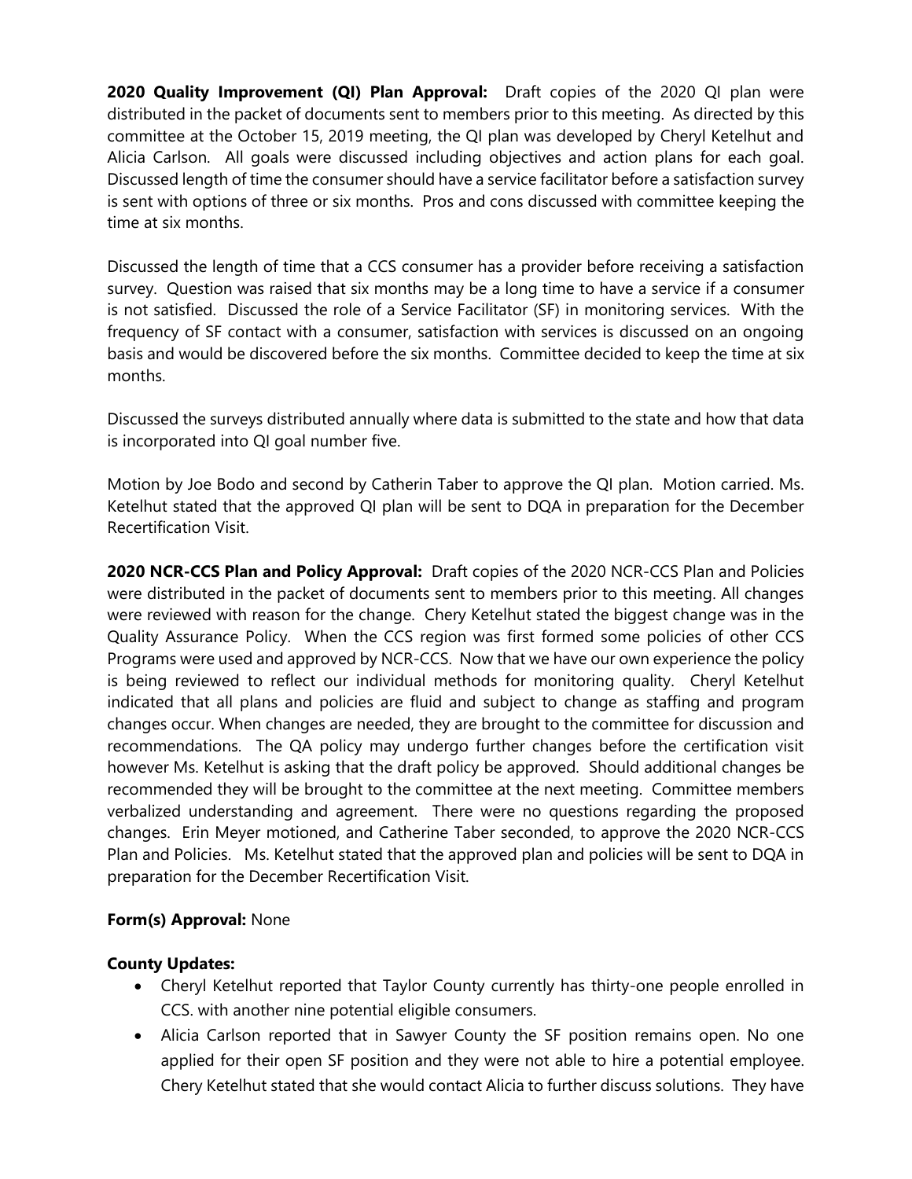**2020 Quality Improvement (QI) Plan Approval:** Draft copies of the 2020 QI plan were distributed in the packet of documents sent to members prior to this meeting. As directed by this committee at the October 15, 2019 meeting, the QI plan was developed by Cheryl Ketelhut and Alicia Carlson. All goals were discussed including objectives and action plans for each goal. Discussed length of time the consumer should have a service facilitator before a satisfaction survey is sent with options of three or six months. Pros and cons discussed with committee keeping the time at six months.

Discussed the length of time that a CCS consumer has a provider before receiving a satisfaction survey. Question was raised that six months may be a long time to have a service if a consumer is not satisfied. Discussed the role of a Service Facilitator (SF) in monitoring services. With the frequency of SF contact with a consumer, satisfaction with services is discussed on an ongoing basis and would be discovered before the six months. Committee decided to keep the time at six months.

Discussed the surveys distributed annually where data is submitted to the state and how that data is incorporated into QI goal number five.

Motion by Joe Bodo and second by Catherin Taber to approve the QI plan. Motion carried. Ms. Ketelhut stated that the approved QI plan will be sent to DQA in preparation for the December Recertification Visit.

**2020 NCR-CCS Plan and Policy Approval:** Draft copies of the 2020 NCR-CCS Plan and Policies were distributed in the packet of documents sent to members prior to this meeting. All changes were reviewed with reason for the change. Chery Ketelhut stated the biggest change was in the Quality Assurance Policy. When the CCS region was first formed some policies of other CCS Programs were used and approved by NCR-CCS. Now that we have our own experience the policy is being reviewed to reflect our individual methods for monitoring quality. Cheryl Ketelhut indicated that all plans and policies are fluid and subject to change as staffing and program changes occur. When changes are needed, they are brought to the committee for discussion and recommendations. The QA policy may undergo further changes before the certification visit however Ms. Ketelhut is asking that the draft policy be approved. Should additional changes be recommended they will be brought to the committee at the next meeting. Committee members verbalized understanding and agreement. There were no questions regarding the proposed changes. Erin Meyer motioned, and Catherine Taber seconded, to approve the 2020 NCR-CCS Plan and Policies. Ms. Ketelhut stated that the approved plan and policies will be sent to DQA in preparation for the December Recertification Visit.

**Form(s) Approval:** None

**County Updates:**

- Cheryl Ketelhut reported that Taylor County currently has thirty-one people enrolled in CCS. with another nine potential eligible consumers.
- Alicia Carlson reported that in Sawyer County the SF position remains open. No one applied for their open SF position and they were not able to hire a potential employee. Chery Ketelhut stated that she would contact Alicia to further discuss solutions. They have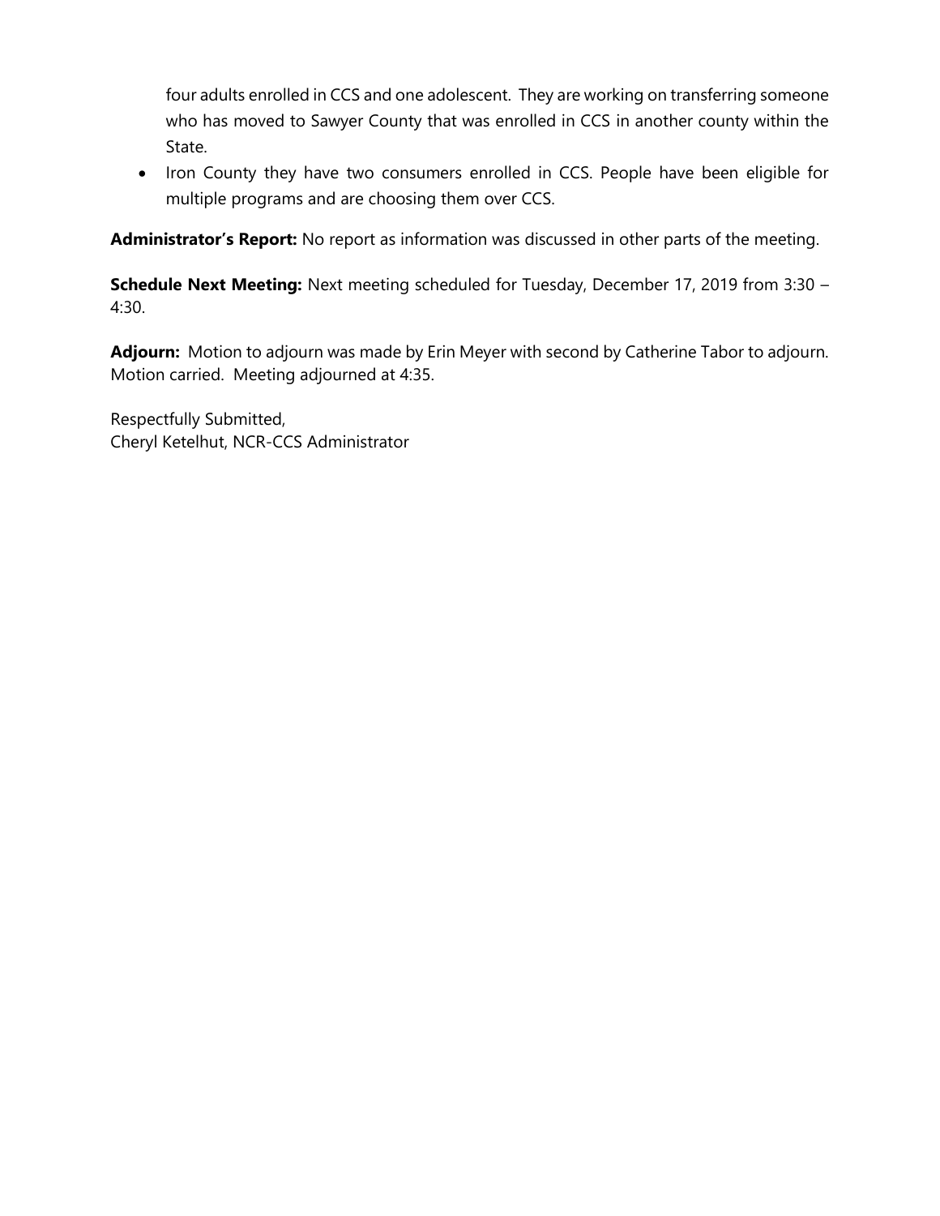four adults enrolled in CCS and one adolescent. They are working on transferring someone who has moved to Sawyer County that was enrolled in CCS in another county within the State.

- Iron County they have two consumers enrolled in CCS. People have been eligible for multiple programs and are choosing them over CCS.

**Administrator's Report:** No report as information was discussed in other parts of the meeting.

**Schedule Next Meeting:** Next meeting scheduled for Tuesday, December 17, 2019 from 3:30 – 4:30.

**Adjourn:** Motion to adjourn was made by Erin Meyer with second by Catherine Tabor to adjourn. Motion carried. Meeting adjourned at 4:35.

Respectfully Submitted,
Cheryl Ketelhut, NCR-CCS Administrator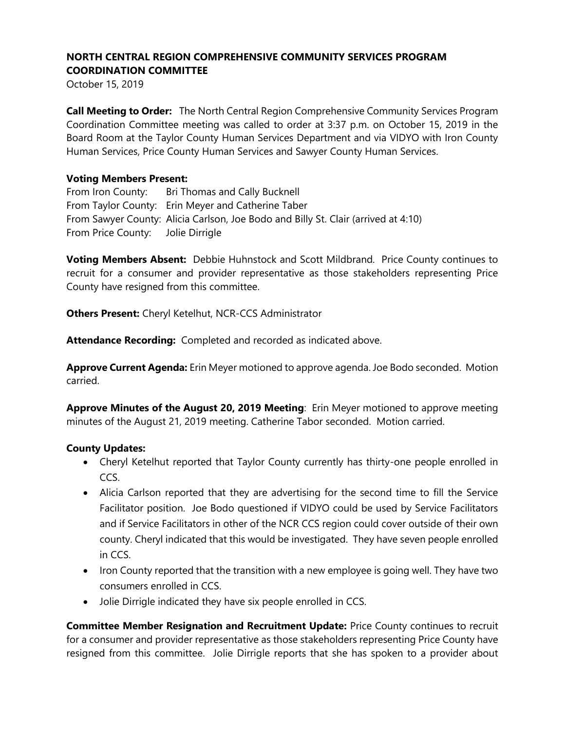**NORTH CENTRAL REGION COMPREHENSIVE COMMUNITY SERVICES PROGRAM COORDINATION COMMITTEE**

October 15, 2019

**Call Meeting to Order:** The North Central Region Comprehensive Community Services Program Coordination Committee meeting was called to order at 3:37 p.m. on October 15, 2019 in the Board Room at the Taylor County Human Services Department and via VIDYO with Iron County Human Services, Price County Human Services and Sawyer County Human Services.

**Voting Members Present:**

From Iron County: Bri Thomas and Cally Bucknell
From Taylor County: Erin Meyer and Catherine Taber
From Sawyer County: Alicia Carlson, Joe Bodo and Billy St. Clair (arrived at 4:10)
From Price County: Jolie Dirrigle

**Voting Members Absent:** Debbie Huhnstock and Scott Mildbrand. Price County continues to recruit for a consumer and provider representative as those stakeholders representing Price County have resigned from this committee.

**Others Present:** Cheryl Ketelhut, NCR-CCS Administrator

**Attendance Recording:** Completed and recorded as indicated above.

**Approve Current Agenda:** Erin Meyer motioned to approve agenda. Joe Bodo seconded. Motion carried.

**Approve Minutes of the August 20, 2019 Meeting**: Erin Meyer motioned to approve meeting minutes of the August 21, 2019 meeting. Catherine Tabor seconded. Motion carried.

**County Updates:**

- Cheryl Ketelhut reported that Taylor County currently has thirty-one people enrolled in CCS.
- Alicia Carlson reported that they are advertising for the second time to fill the Service Facilitator position. Joe Bodo questioned if VIDYO could be used by Service Facilitators and if Service Facilitators in other of the NCR CCS region could cover outside of their own county. Cheryl indicated that this would be investigated. They have seven people enrolled in CCS.
- Iron County reported that the transition with a new employee is going well. They have two consumers enrolled in CCS.
- Jolie Dirrigle indicated they have six people enrolled in CCS.

**Committee Member Resignation and Recruitment Update:** Price County continues to recruit for a consumer and provider representative as those stakeholders representing Price County have resigned from this committee. Jolie Dirrigle reports that she has spoken to a provider about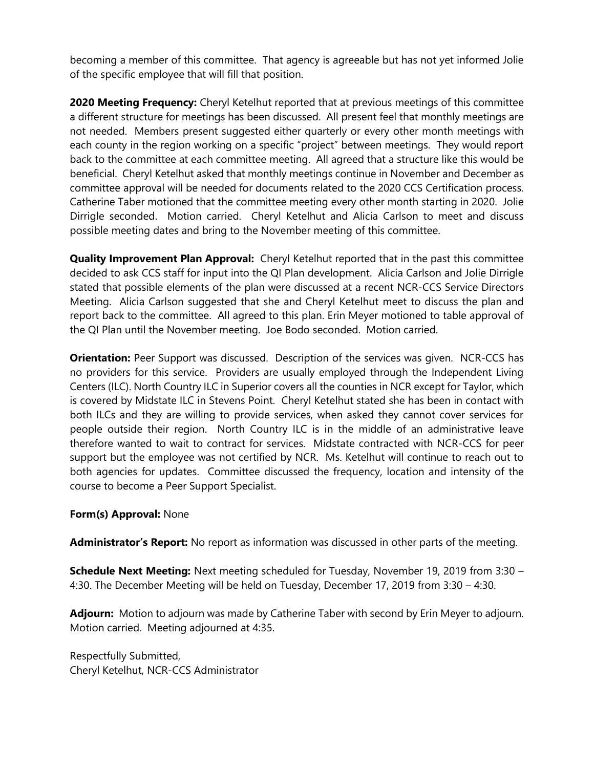becoming a member of this committee. That agency is agreeable but has not yet informed Jolie of the specific employee that will fill that position.

**2020 Meeting Frequency:** Cheryl Ketelhut reported that at previous meetings of this committee a different structure for meetings has been discussed. All present feel that monthly meetings are not needed. Members present suggested either quarterly or every other month meetings with each county in the region working on a specific "project" between meetings. They would report back to the committee at each committee meeting. All agreed that a structure like this would be beneficial. Cheryl Ketelhut asked that monthly meetings continue in November and December as committee approval will be needed for documents related to the 2020 CCS Certification process. Catherine Taber motioned that the committee meeting every other month starting in 2020. Jolie Dirrigle seconded. Motion carried. Cheryl Ketelhut and Alicia Carlson to meet and discuss possible meeting dates and bring to the November meeting of this committee.

**Quality Improvement Plan Approval:** Cheryl Ketelhut reported that in the past this committee decided to ask CCS staff for input into the QI Plan development. Alicia Carlson and Jolie Dirrigle stated that possible elements of the plan were discussed at a recent NCR-CCS Service Directors Meeting. Alicia Carlson suggested that she and Cheryl Ketelhut meet to discuss the plan and report back to the committee. All agreed to this plan. Erin Meyer motioned to table approval of the QI Plan until the November meeting. Joe Bodo seconded. Motion carried.

**Orientation:** Peer Support was discussed. Description of the services was given. NCR-CCS has no providers for this service. Providers are usually employed through the Independent Living Centers (ILC). North Country ILC in Superior covers all the counties in NCR except for Taylor, which is covered by Midstate ILC in Stevens Point. Cheryl Ketelhut stated she has been in contact with both ILCs and they are willing to provide services, when asked they cannot cover services for people outside their region. North Country ILC is in the middle of an administrative leave therefore wanted to wait to contract for services. Midstate contracted with NCR-CCS for peer support but the employee was not certified by NCR. Ms. Ketelhut will continue to reach out to both agencies for updates. Committee discussed the frequency, location and intensity of the course to become a Peer Support Specialist.

**Form(s) Approval:** None

**Administrator's Report:** No report as information was discussed in other parts of the meeting.

**Schedule Next Meeting:** Next meeting scheduled for Tuesday, November 19, 2019 from 3:30 – 4:30. The December Meeting will be held on Tuesday, December 17, 2019 from 3:30 – 4:30.

**Adjourn:** Motion to adjourn was made by Catherine Taber with second by Erin Meyer to adjourn. Motion carried. Meeting adjourned at 4:35.

Respectfully Submitted,
Cheryl Ketelhut, NCR-CCS Administrator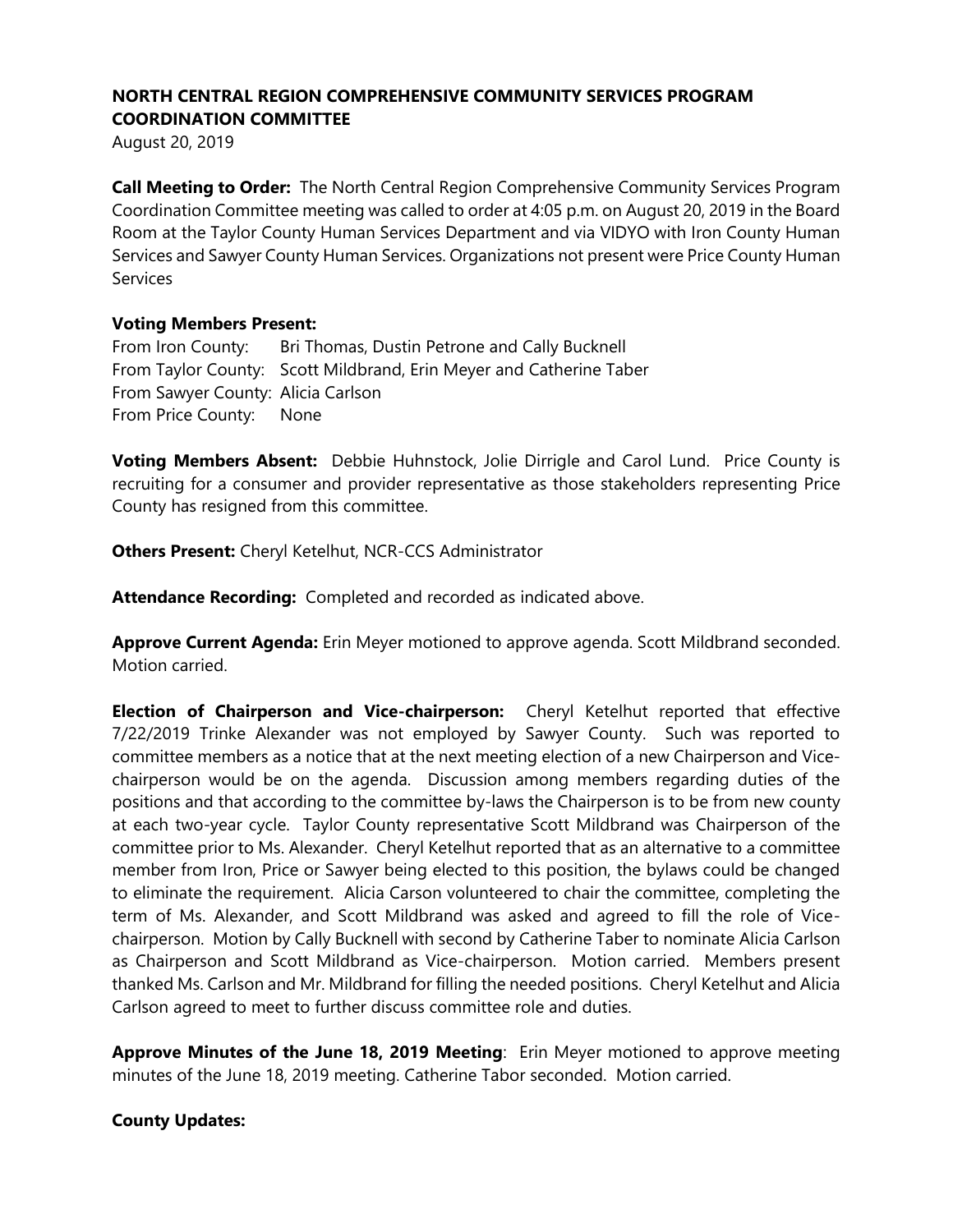**NORTH CENTRAL REGION COMPREHENSIVE COMMUNITY SERVICES PROGRAM COORDINATION COMMITTEE**

August 20, 2019

**Call Meeting to Order:** The North Central Region Comprehensive Community Services Program Coordination Committee meeting was called to order at 4:05 p.m. on August 20, 2019 in the Board Room at the Taylor County Human Services Department and via VIDYO with Iron County Human Services and Sawyer County Human Services. Organizations not present were Price County Human Services

**Voting Members Present:**

From Iron County: Bri Thomas, Dustin Petrone and Cally Bucknell
From Taylor County: Scott Mildbrand, Erin Meyer and Catherine Taber
From Sawyer County: Alicia Carlson
From Price County: None

**Voting Members Absent:** Debbie Huhnstock, Jolie Dirrigle and Carol Lund. Price County is recruiting for a consumer and provider representative as those stakeholders representing Price County has resigned from this committee.

**Others Present:** Cheryl Ketelhut, NCR-CCS Administrator

**Attendance Recording:** Completed and recorded as indicated above.

**Approve Current Agenda:** Erin Meyer motioned to approve agenda. Scott Mildbrand seconded. Motion carried.

**Election of Chairperson and Vice-chairperson:** Cheryl Ketelhut reported that effective 7/22/2019 Trinke Alexander was not employed by Sawyer County. Such was reported to committee members as a notice that at the next meeting election of a new Chairperson and Vice-chairperson would be on the agenda. Discussion among members regarding duties of the positions and that according to the committee by-laws the Chairperson is to be from new county at each two-year cycle. Taylor County representative Scott Mildbrand was Chairperson of the committee prior to Ms. Alexander. Cheryl Ketelhut reported that as an alternative to a committee member from Iron, Price or Sawyer being elected to this position, the bylaws could be changed to eliminate the requirement. Alicia Carson volunteered to chair the committee, completing the term of Ms. Alexander, and Scott Mildbrand was asked and agreed to fill the role of Vice-chairperson. Motion by Cally Bucknell with second by Catherine Taber to nominate Alicia Carlson as Chairperson and Scott Mildbrand as Vice-chairperson. Motion carried. Members present thanked Ms. Carlson and Mr. Mildbrand for filling the needed positions. Cheryl Ketelhut and Alicia Carlson agreed to meet to further discuss committee role and duties.

**Approve Minutes of the June 18, 2019 Meeting**: Erin Meyer motioned to approve meeting minutes of the June 18, 2019 meeting. Catherine Tabor seconded. Motion carried.

**County Updates:**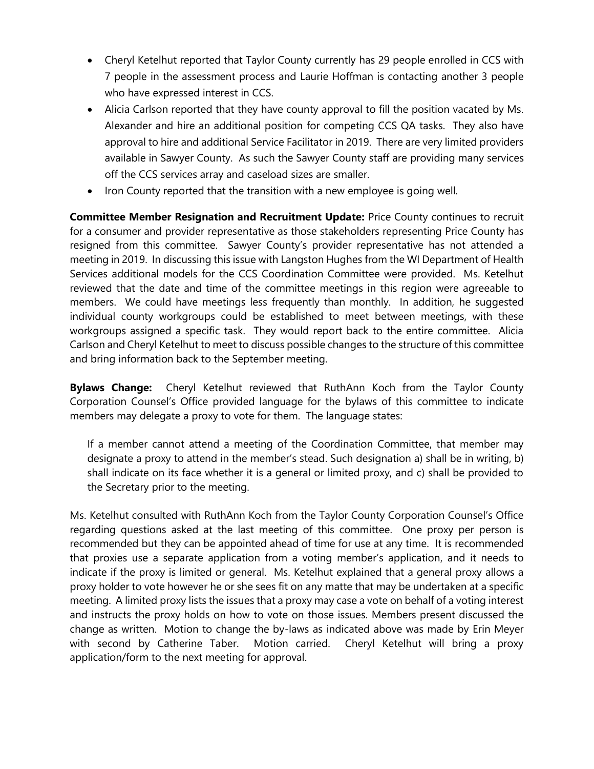- Cheryl Ketelhut reported that Taylor County currently has 29 people enrolled in CCS with 7 people in the assessment process and Laurie Hoffman is contacting another 3 people who have expressed interest in CCS.
- Alicia Carlson reported that they have county approval to fill the position vacated by Ms. Alexander and hire an additional position for competing CCS QA tasks. They also have approval to hire and additional Service Facilitator in 2019. There are very limited providers available in Sawyer County. As such the Sawyer County staff are providing many services off the CCS services array and caseload sizes are smaller.
- Iron County reported that the transition with a new employee is going well.

**Committee Member Resignation and Recruitment Update:** Price County continues to recruit for a consumer and provider representative as those stakeholders representing Price County has resigned from this committee. Sawyer County's provider representative has not attended a meeting in 2019. In discussing this issue with Langston Hughes from the WI Department of Health Services additional models for the CCS Coordination Committee were provided. Ms. Ketelhut reviewed that the date and time of the committee meetings in this region were agreeable to members. We could have meetings less frequently than monthly. In addition, he suggested individual county workgroups could be established to meet between meetings, with these workgroups assigned a specific task. They would report back to the entire committee. Alicia Carlson and Cheryl Ketelhut to meet to discuss possible changes to the structure of this committee and bring information back to the September meeting.

**Bylaws Change:** Cheryl Ketelhut reviewed that RuthAnn Koch from the Taylor County Corporation Counsel's Office provided language for the bylaws of this committee to indicate members may delegate a proxy to vote for them. The language states:

> If a member cannot attend a meeting of the Coordination Committee, that member may designate a proxy to attend in the member's stead. Such designation a) shall be in writing, b) shall indicate on its face whether it is a general or limited proxy, and c) shall be provided to the Secretary prior to the meeting.

Ms. Ketelhut consulted with RuthAnn Koch from the Taylor County Corporation Counsel's Office regarding questions asked at the last meeting of this committee. One proxy per person is recommended but they can be appointed ahead of time for use at any time. It is recommended that proxies use a separate application from a voting member's application, and it needs to indicate if the proxy is limited or general. Ms. Ketelhut explained that a general proxy allows a proxy holder to vote however he or she sees fit on any matte that may be undertaken at a specific meeting. A limited proxy lists the issues that a proxy may case a vote on behalf of a voting interest and instructs the proxy holds on how to vote on those issues. Members present discussed the change as written. Motion to change the by-laws as indicated above was made by Erin Meyer with second by Catherine Taber. Motion carried. Cheryl Ketelhut will bring a proxy application/form to the next meeting for approval.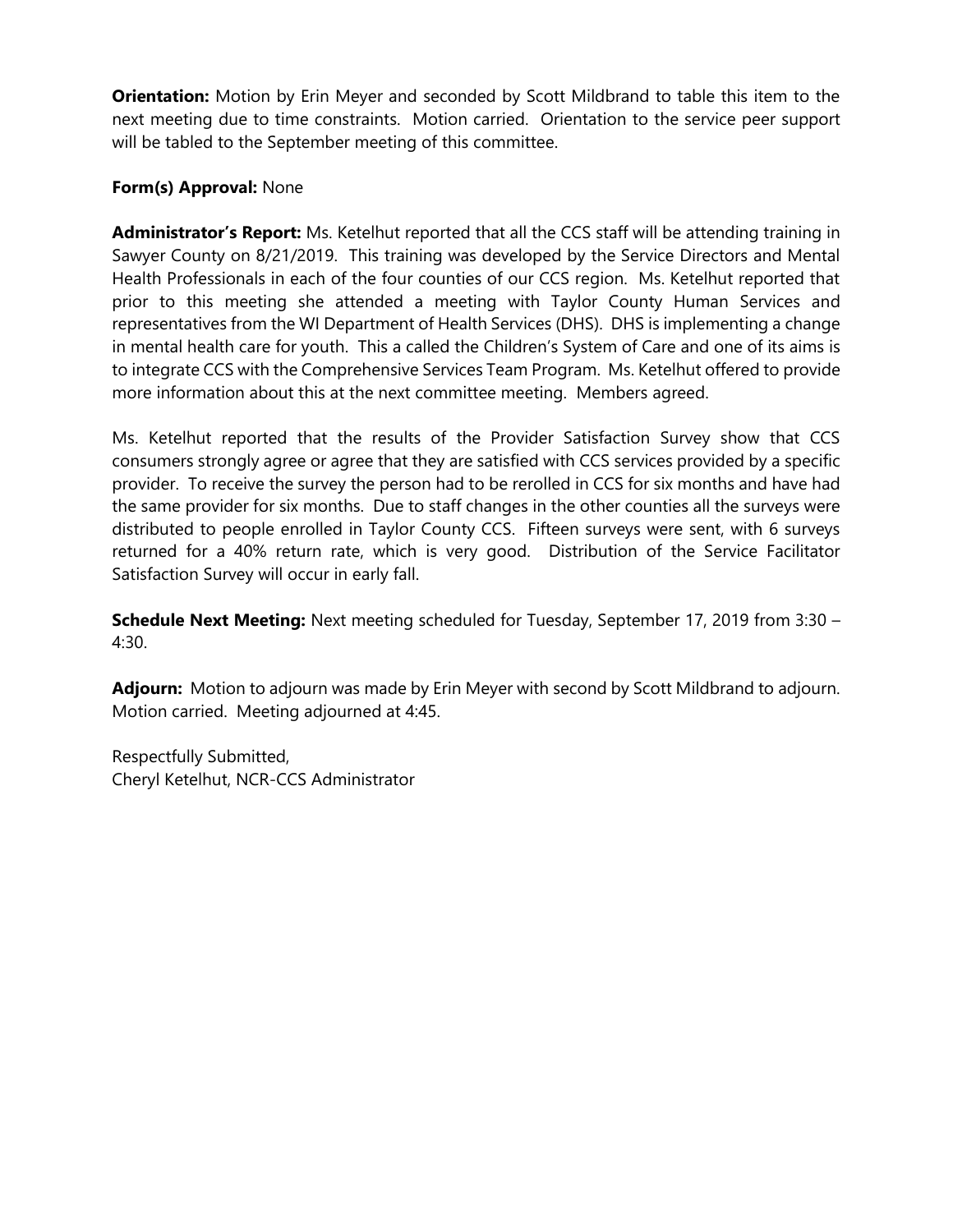**Orientation:** Motion by Erin Meyer and seconded by Scott Mildbrand to table this item to the next meeting due to time constraints. Motion carried. Orientation to the service peer support will be tabled to the September meeting of this committee.

**Form(s) Approval:** None

**Administrator's Report:** Ms. Ketelhut reported that all the CCS staff will be attending training in Sawyer County on 8/21/2019. This training was developed by the Service Directors and Mental Health Professionals in each of the four counties of our CCS region. Ms. Ketelhut reported that prior to this meeting she attended a meeting with Taylor County Human Services and representatives from the WI Department of Health Services (DHS). DHS is implementing a change in mental health care for youth. This a called the Children's System of Care and one of its aims is to integrate CCS with the Comprehensive Services Team Program. Ms. Ketelhut offered to provide more information about this at the next committee meeting. Members agreed.

Ms. Ketelhut reported that the results of the Provider Satisfaction Survey show that CCS consumers strongly agree or agree that they are satisfied with CCS services provided by a specific provider. To receive the survey the person had to be rerolled in CCS for six months and have had the same provider for six months. Due to staff changes in the other counties all the surveys were distributed to people enrolled in Taylor County CCS. Fifteen surveys were sent, with 6 surveys returned for a 40% return rate, which is very good. Distribution of the Service Facilitator Satisfaction Survey will occur in early fall.

**Schedule Next Meeting:** Next meeting scheduled for Tuesday, September 17, 2019 from 3:30 – 4:30.

**Adjourn:** Motion to adjourn was made by Erin Meyer with second by Scott Mildbrand to adjourn. Motion carried. Meeting adjourned at 4:45.

Respectfully Submitted,
Cheryl Ketelhut, NCR-CCS Administrator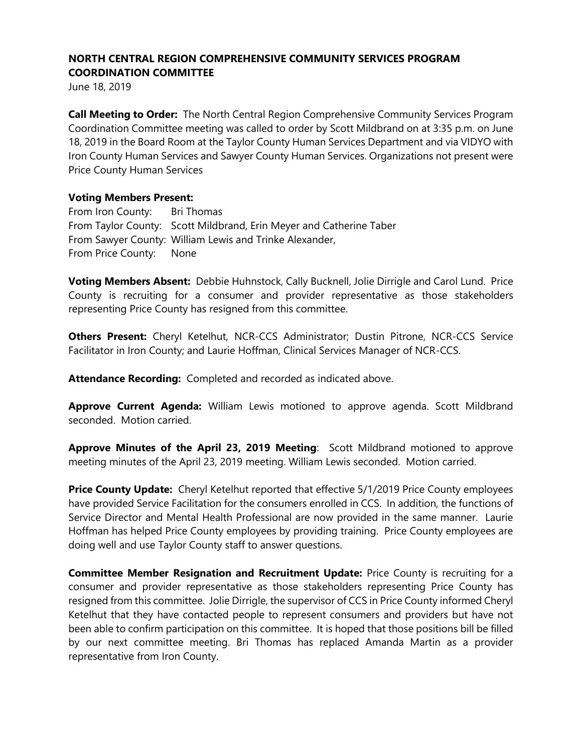**NORTH CENTRAL REGION COMPREHENSIVE COMMUNITY SERVICES PROGRAM COORDINATION COMMITTEE**

June 18, 2019

**Call Meeting to Order:** The North Central Region Comprehensive Community Services Program Coordination Committee meeting was called to order by Scott Mildbrand on at 3:35 p.m. on June 18, 2019 in the Board Room at the Taylor County Human Services Department and via VIDYO with Iron County Human Services and Sawyer County Human Services. Organizations not present were Price County Human Services

**Voting Members Present:**

From Iron County: Bri Thomas
From Taylor County: Scott Mildbrand, Erin Meyer and Catherine Taber
From Sawyer County: William Lewis and Trinke Alexander,
From Price County: None

**Voting Members Absent:** Debbie Huhnstock, Cally Bucknell, Jolie Dirrigle and Carol Lund. Price County is recruiting for a consumer and provider representative as those stakeholders representing Price County has resigned from this committee.

**Others Present:** Cheryl Ketelhut, NCR-CCS Administrator; Dustin Pitrone, NCR-CCS Service Facilitator in Iron County; and Laurie Hoffman, Clinical Services Manager of NCR-CCS.

**Attendance Recording:** Completed and recorded as indicated above.

**Approve Current Agenda:** William Lewis motioned to approve agenda. Scott Mildbrand seconded. Motion carried.

**Approve Minutes of the April 23, 2019 Meeting**: Scott Mildbrand motioned to approve meeting minutes of the April 23, 2019 meeting. William Lewis seconded. Motion carried.

**Price County Update:** Cheryl Ketelhut reported that effective 5/1/2019 Price County employees have provided Service Facilitation for the consumers enrolled in CCS. In addition, the functions of Service Director and Mental Health Professional are now provided in the same manner. Laurie Hoffman has helped Price County employees by providing training. Price County employees are doing well and use Taylor County staff to answer questions.

**Committee Member Resignation and Recruitment Update:** Price County is recruiting for a consumer and provider representative as those stakeholders representing Price County has resigned from this committee. Jolie Dirrigle, the supervisor of CCS in Price County informed Cheryl Ketelhut that they have contacted people to represent consumers and providers but have not been able to confirm participation on this committee. It is hoped that those positions bill be filled by our next committee meeting. Bri Thomas has replaced Amanda Martin as a provider representative from Iron County.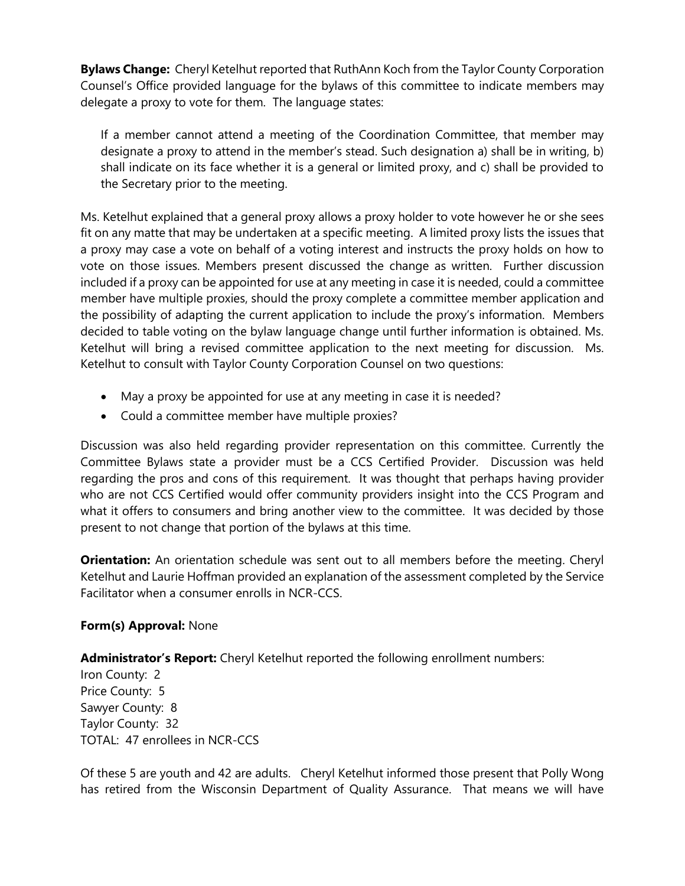**Bylaws Change:** Cheryl Ketelhut reported that RuthAnn Koch from the Taylor County Corporation Counsel's Office provided language for the bylaws of this committee to indicate members may delegate a proxy to vote for them. The language states:

> If a member cannot attend a meeting of the Coordination Committee, that member may designate a proxy to attend in the member's stead. Such designation a) shall be in writing, b) shall indicate on its face whether it is a general or limited proxy, and c) shall be provided to the Secretary prior to the meeting.

Ms. Ketelhut explained that a general proxy allows a proxy holder to vote however he or she sees fit on any matte that may be undertaken at a specific meeting. A limited proxy lists the issues that a proxy may case a vote on behalf of a voting interest and instructs the proxy holds on how to vote on those issues. Members present discussed the change as written. Further discussion included if a proxy can be appointed for use at any meeting in case it is needed, could a committee member have multiple proxies, should the proxy complete a committee member application and the possibility of adapting the current application to include the proxy's information. Members decided to table voting on the bylaw language change until further information is obtained. Ms. Ketelhut will bring a revised committee application to the next meeting for discussion. Ms. Ketelhut to consult with Taylor County Corporation Counsel on two questions:

- May a proxy be appointed for use at any meeting in case it is needed?
- Could a committee member have multiple proxies?

Discussion was also held regarding provider representation on this committee. Currently the Committee Bylaws state a provider must be a CCS Certified Provider. Discussion was held regarding the pros and cons of this requirement. It was thought that perhaps having provider who are not CCS Certified would offer community providers insight into the CCS Program and what it offers to consumers and bring another view to the committee. It was decided by those present to not change that portion of the bylaws at this time.

**Orientation:** An orientation schedule was sent out to all members before the meeting. Cheryl Ketelhut and Laurie Hoffman provided an explanation of the assessment completed by the Service Facilitator when a consumer enrolls in NCR-CCS.

**Form(s) Approval:** None

**Administrator's Report:** Cheryl Ketelhut reported the following enrollment numbers:
Iron County: 2
Price County: 5
Sawyer County: 8
Taylor County: 32
TOTAL: 47 enrollees in NCR-CCS

Of these 5 are youth and 42 are adults. Cheryl Ketelhut informed those present that Polly Wong has retired from the Wisconsin Department of Quality Assurance. That means we will have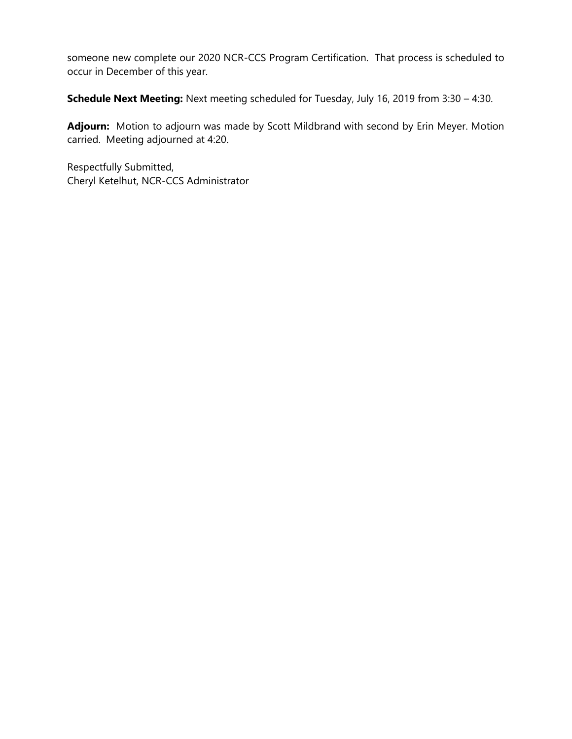someone new complete our 2020 NCR-CCS Program Certification. That process is scheduled to occur in December of this year.

**Schedule Next Meeting:** Next meeting scheduled for Tuesday, July 16, 2019 from 3:30 – 4:30.

**Adjourn:** Motion to adjourn was made by Scott Mildbrand with second by Erin Meyer. Motion carried. Meeting adjourned at 4:20.

Respectfully Submitted,
Cheryl Ketelhut, NCR-CCS Administrator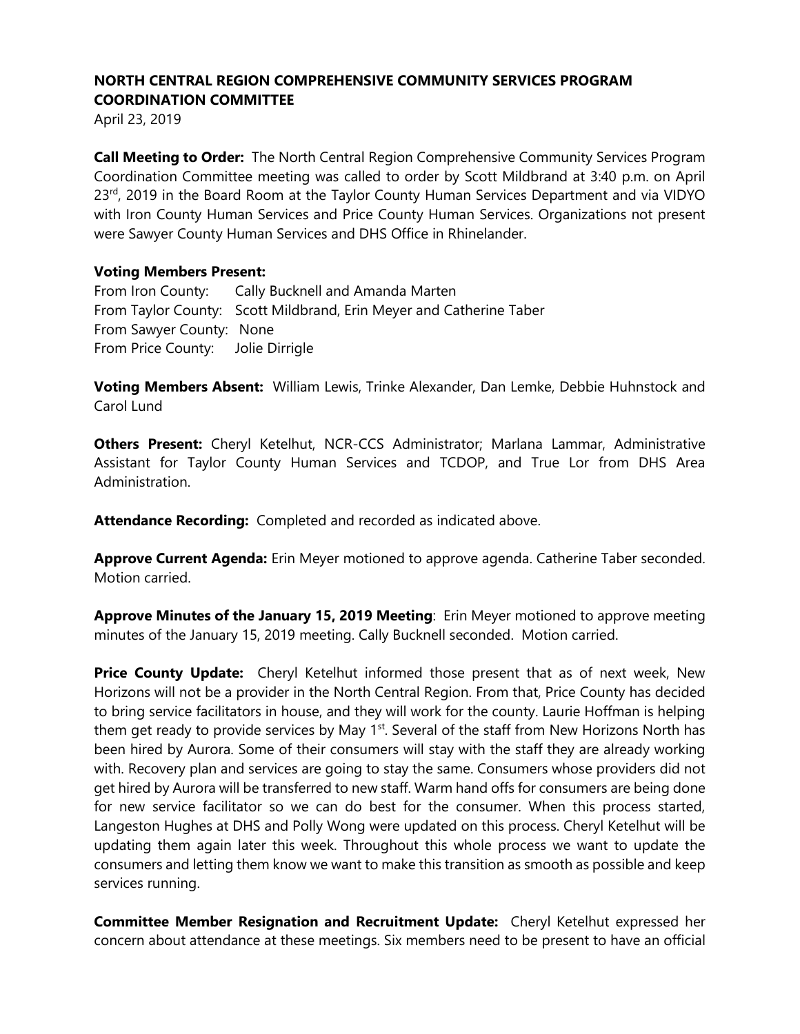**NORTH CENTRAL REGION COMPREHENSIVE COMMUNITY SERVICES PROGRAM COORDINATION COMMITTEE**

April 23, 2019

**Call Meeting to Order:** The North Central Region Comprehensive Community Services Program Coordination Committee meeting was called to order by Scott Mildbrand at 3:40 p.m. on April 23rd, 2019 in the Board Room at the Taylor County Human Services Department and via VIDYO with Iron County Human Services and Price County Human Services. Organizations not present were Sawyer County Human Services and DHS Office in Rhinelander.

**Voting Members Present:**

From Iron County: Cally Bucknell and Amanda Marten
From Taylor County: Scott Mildbrand, Erin Meyer and Catherine Taber
From Sawyer County: None
From Price County: Jolie Dirrigle

**Voting Members Absent:** William Lewis, Trinke Alexander, Dan Lemke, Debbie Huhnstock and Carol Lund

**Others Present:** Cheryl Ketelhut, NCR-CCS Administrator; Marlana Lammar, Administrative Assistant for Taylor County Human Services and TCDOP, and True Lor from DHS Area Administration.

**Attendance Recording:** Completed and recorded as indicated above.

**Approve Current Agenda:** Erin Meyer motioned to approve agenda. Catherine Taber seconded. Motion carried.

**Approve Minutes of the January 15, 2019 Meeting**: Erin Meyer motioned to approve meeting minutes of the January 15, 2019 meeting. Cally Bucknell seconded. Motion carried.

**Price County Update:** Cheryl Ketelhut informed those present that as of next week, New Horizons will not be a provider in the North Central Region. From that, Price County has decided to bring service facilitators in house, and they will work for the county. Laurie Hoffman is helping them get ready to provide services by May 1st. Several of the staff from New Horizons North has been hired by Aurora. Some of their consumers will stay with the staff they are already working with. Recovery plan and services are going to stay the same. Consumers whose providers did not get hired by Aurora will be transferred to new staff. Warm hand offs for consumers are being done for new service facilitator so we can do best for the consumer. When this process started, Langeston Hughes at DHS and Polly Wong were updated on this process. Cheryl Ketelhut will be updating them again later this week. Throughout this whole process we want to update the consumers and letting them know we want to make this transition as smooth as possible and keep services running.

**Committee Member Resignation and Recruitment Update:** Cheryl Ketelhut expressed her concern about attendance at these meetings. Six members need to be present to have an official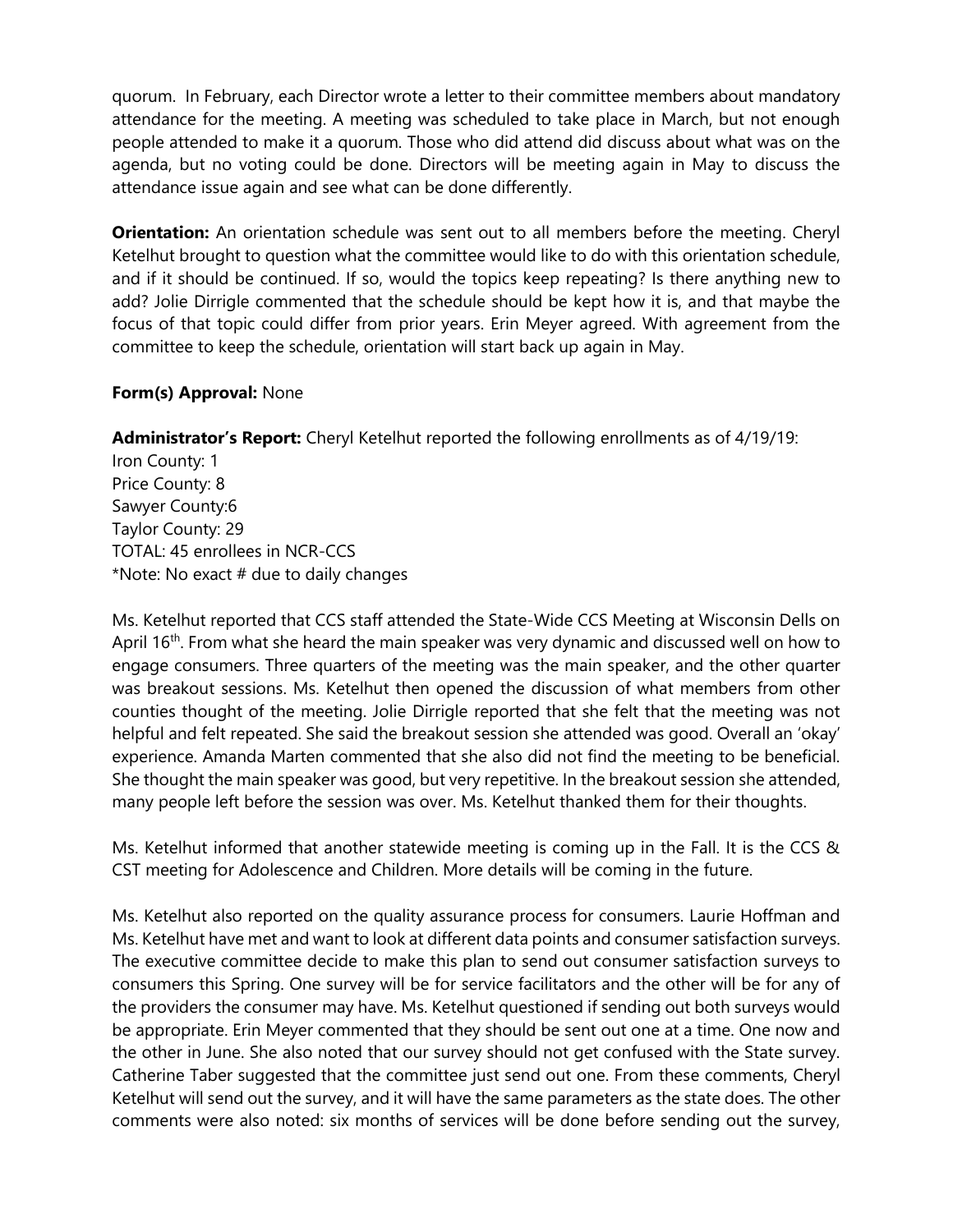quorum. In February, each Director wrote a letter to their committee members about mandatory attendance for the meeting. A meeting was scheduled to take place in March, but not enough people attended to make it a quorum. Those who did attend did discuss about what was on the agenda, but no voting could be done. Directors will be meeting again in May to discuss the attendance issue again and see what can be done differently.

**Orientation:** An orientation schedule was sent out to all members before the meeting. Cheryl Ketelhut brought to question what the committee would like to do with this orientation schedule, and if it should be continued. If so, would the topics keep repeating? Is there anything new to add? Jolie Dirrigle commented that the schedule should be kept how it is, and that maybe the focus of that topic could differ from prior years. Erin Meyer agreed. With agreement from the committee to keep the schedule, orientation will start back up again in May.

**Form(s) Approval:** None

**Administrator's Report:** Cheryl Ketelhut reported the following enrollments as of 4/19/19:
Iron County: 1
Price County: 8
Sawyer County:6
Taylor County: 29
TOTAL: 45 enrollees in NCR-CCS
*Note: No exact # due to daily changes

Ms. Ketelhut reported that CCS staff attended the State-Wide CCS Meeting at Wisconsin Dells on April 16th. From what she heard the main speaker was very dynamic and discussed well on how to engage consumers. Three quarters of the meeting was the main speaker, and the other quarter was breakout sessions. Ms. Ketelhut then opened the discussion of what members from other counties thought of the meeting. Jolie Dirrigle reported that she felt that the meeting was not helpful and felt repeated. She said the breakout session she attended was good. Overall an 'okay' experience. Amanda Marten commented that she also did not find the meeting to be beneficial. She thought the main speaker was good, but very repetitive. In the breakout session she attended, many people left before the session was over. Ms. Ketelhut thanked them for their thoughts.

Ms. Ketelhut informed that another statewide meeting is coming up in the Fall. It is the CCS & CST meeting for Adolescence and Children. More details will be coming in the future.

Ms. Ketelhut also reported on the quality assurance process for consumers. Laurie Hoffman and Ms. Ketelhut have met and want to look at different data points and consumer satisfaction surveys. The executive committee decide to make this plan to send out consumer satisfaction surveys to consumers this Spring. One survey will be for service facilitators and the other will be for any of the providers the consumer may have. Ms. Ketelhut questioned if sending out both surveys would be appropriate. Erin Meyer commented that they should be sent out one at a time. One now and the other in June. She also noted that our survey should not get confused with the State survey. Catherine Taber suggested that the committee just send out one. From these comments, Cheryl Ketelhut will send out the survey, and it will have the same parameters as the state does. The other comments were also noted: six months of services will be done before sending out the survey,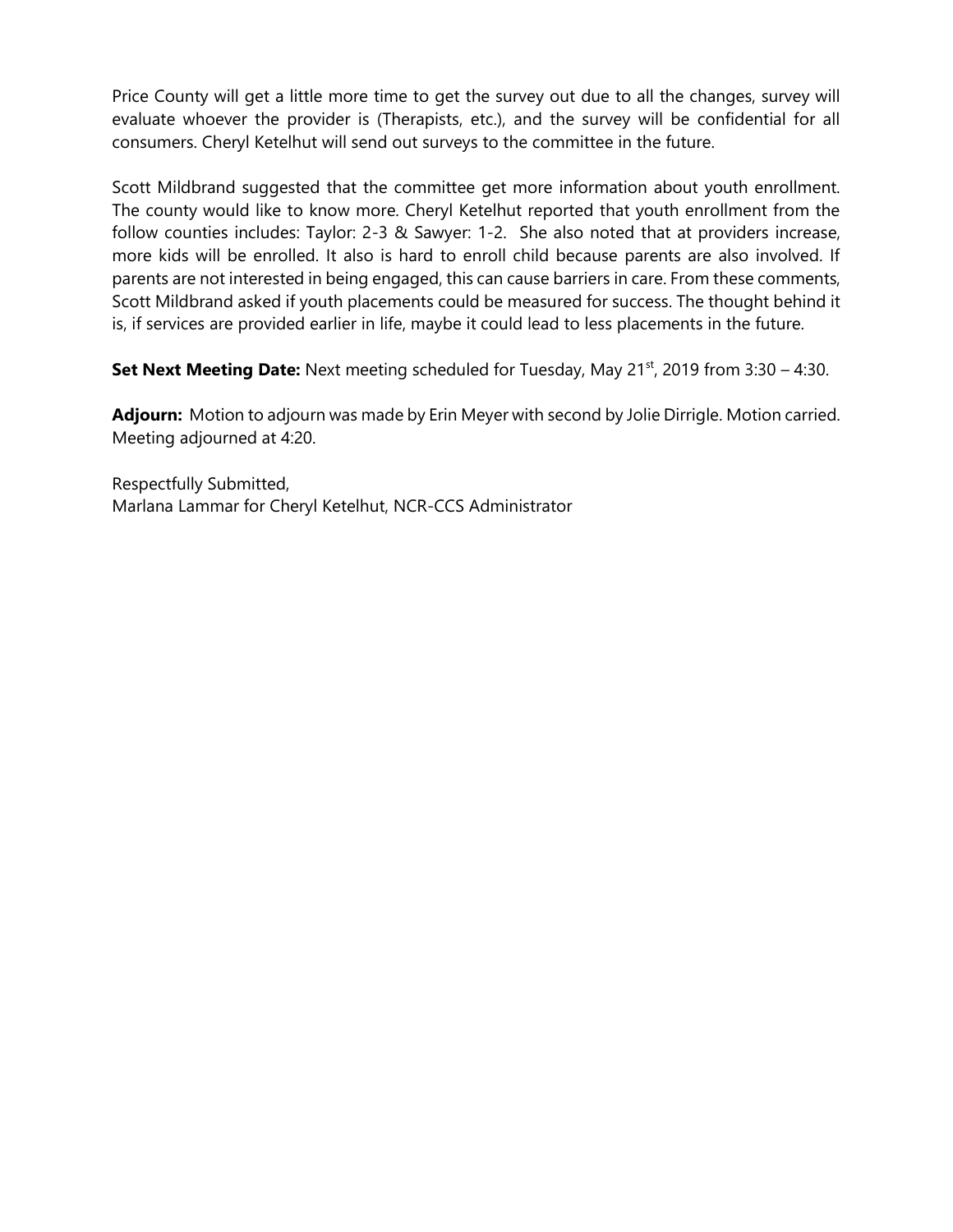Price County will get a little more time to get the survey out due to all the changes, survey will evaluate whoever the provider is (Therapists, etc.), and the survey will be confidential for all consumers. Cheryl Ketelhut will send out surveys to the committee in the future.

Scott Mildbrand suggested that the committee get more information about youth enrollment. The county would like to know more. Cheryl Ketelhut reported that youth enrollment from the follow counties includes: Taylor: 2-3 & Sawyer: 1-2. She also noted that at providers increase, more kids will be enrolled. It also is hard to enroll child because parents are also involved. If parents are not interested in being engaged, this can cause barriers in care. From these comments, Scott Mildbrand asked if youth placements could be measured for success. The thought behind it is, if services are provided earlier in life, maybe it could lead to less placements in the future.

**Set Next Meeting Date:** Next meeting scheduled for Tuesday, May 21st, 2019 from 3:30 – 4:30.

**Adjourn:** Motion to adjourn was made by Erin Meyer with second by Jolie Dirrigle. Motion carried. Meeting adjourned at 4:20.

Respectfully Submitted,
Marlana Lammar for Cheryl Ketelhut, NCR-CCS Administrator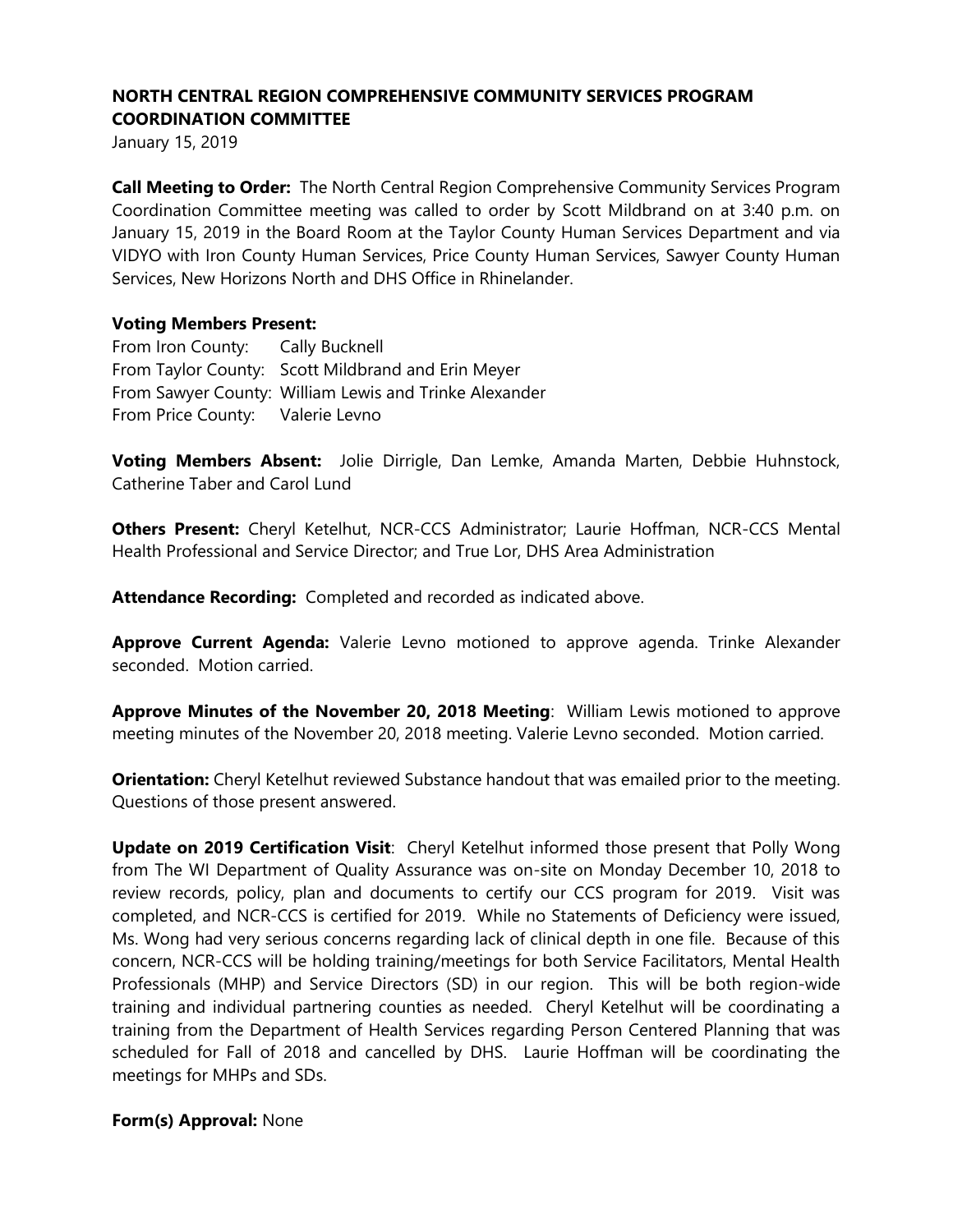**NORTH CENTRAL REGION COMPREHENSIVE COMMUNITY SERVICES PROGRAM COORDINATION COMMITTEE**

January 15, 2019

**Call Meeting to Order:** The North Central Region Comprehensive Community Services Program Coordination Committee meeting was called to order by Scott Mildbrand on at 3:40 p.m. on January 15, 2019 in the Board Room at the Taylor County Human Services Department and via VIDYO with Iron County Human Services, Price County Human Services, Sawyer County Human Services, New Horizons North and DHS Office in Rhinelander.

**Voting Members Present:**

From Iron County: Cally Bucknell
From Taylor County: Scott Mildbrand and Erin Meyer
From Sawyer County: William Lewis and Trinke Alexander
From Price County: Valerie Levno

**Voting Members Absent:** Jolie Dirrigle, Dan Lemke, Amanda Marten, Debbie Huhnstock, Catherine Taber and Carol Lund

**Others Present:** Cheryl Ketelhut, NCR-CCS Administrator; Laurie Hoffman, NCR-CCS Mental Health Professional and Service Director; and True Lor, DHS Area Administration

**Attendance Recording:** Completed and recorded as indicated above.

**Approve Current Agenda:** Valerie Levno motioned to approve agenda. Trinke Alexander seconded. Motion carried.

**Approve Minutes of the November 20, 2018 Meeting**: William Lewis motioned to approve meeting minutes of the November 20, 2018 meeting. Valerie Levno seconded. Motion carried.

**Orientation:** Cheryl Ketelhut reviewed Substance handout that was emailed prior to the meeting. Questions of those present answered.

**Update on 2019 Certification Visit**: Cheryl Ketelhut informed those present that Polly Wong from The WI Department of Quality Assurance was on-site on Monday December 10, 2018 to review records, policy, plan and documents to certify our CCS program for 2019. Visit was completed, and NCR-CCS is certified for 2019. While no Statements of Deficiency were issued, Ms. Wong had very serious concerns regarding lack of clinical depth in one file. Because of this concern, NCR-CCS will be holding training/meetings for both Service Facilitators, Mental Health Professionals (MHP) and Service Directors (SD) in our region. This will be both region-wide training and individual partnering counties as needed. Cheryl Ketelhut will be coordinating a training from the Department of Health Services regarding Person Centered Planning that was scheduled for Fall of 2018 and cancelled by DHS. Laurie Hoffman will be coordinating the meetings for MHPs and SDs.

**Form(s) Approval:** None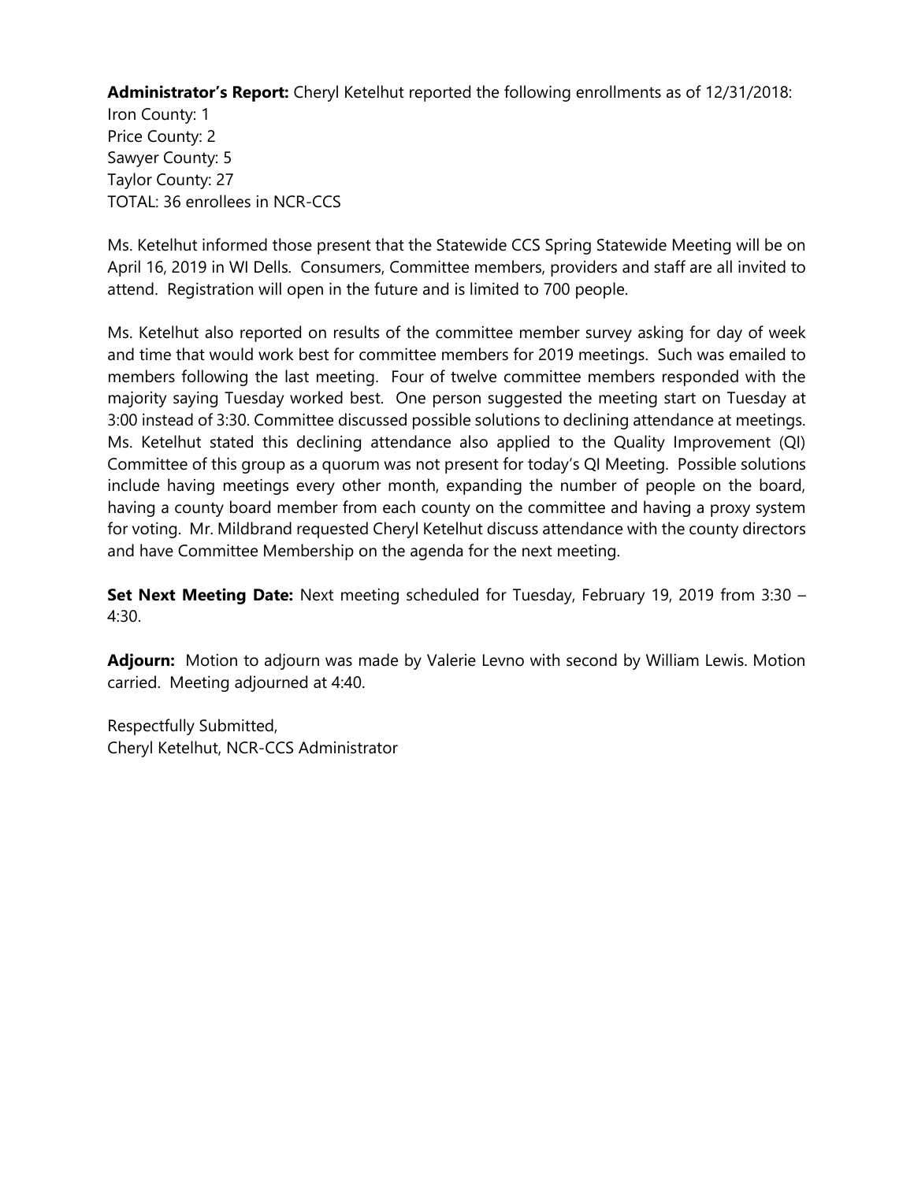**Administrator's Report:** Cheryl Ketelhut reported the following enrollments as of 12/31/2018:
Iron County: 1
Price County: 2
Sawyer County: 5
Taylor County: 27
TOTAL: 36 enrollees in NCR-CCS

Ms. Ketelhut informed those present that the Statewide CCS Spring Statewide Meeting will be on April 16, 2019 in WI Dells. Consumers, Committee members, providers and staff are all invited to attend. Registration will open in the future and is limited to 700 people.

Ms. Ketelhut also reported on results of the committee member survey asking for day of week and time that would work best for committee members for 2019 meetings. Such was emailed to members following the last meeting. Four of twelve committee members responded with the majority saying Tuesday worked best. One person suggested the meeting start on Tuesday at 3:00 instead of 3:30. Committee discussed possible solutions to declining attendance at meetings. Ms. Ketelhut stated this declining attendance also applied to the Quality Improvement (QI) Committee of this group as a quorum was not present for today's QI Meeting. Possible solutions include having meetings every other month, expanding the number of people on the board, having a county board member from each county on the committee and having a proxy system for voting. Mr. Mildbrand requested Cheryl Ketelhut discuss attendance with the county directors and have Committee Membership on the agenda for the next meeting.

**Set Next Meeting Date:** Next meeting scheduled for Tuesday, February 19, 2019 from 3:30 – 4:30.

**Adjourn:** Motion to adjourn was made by Valerie Levno with second by William Lewis. Motion carried. Meeting adjourned at 4:40.

Respectfully Submitted,
Cheryl Ketelhut, NCR-CCS Administrator